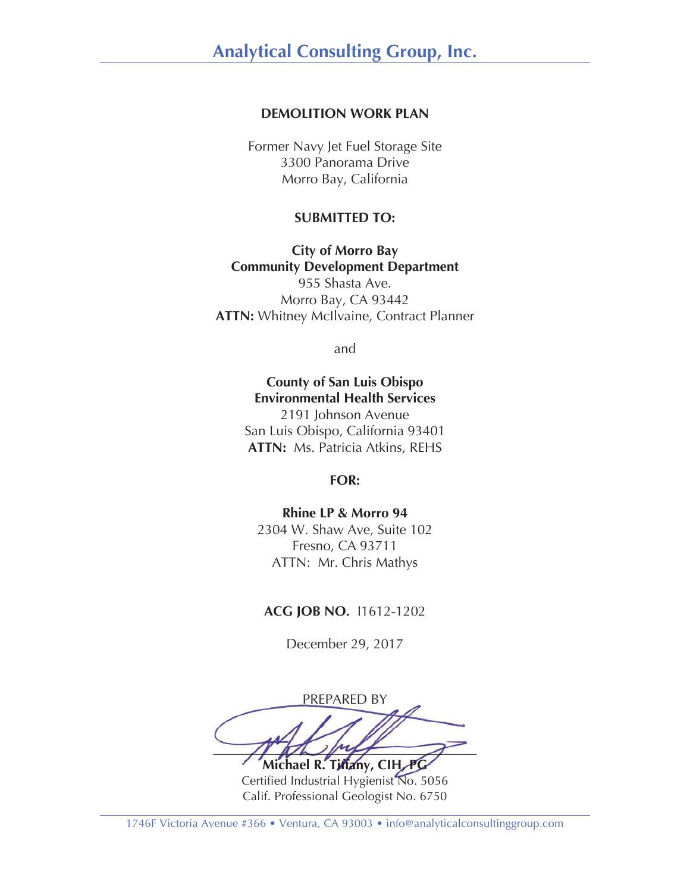# Analytical Consulting Group, Inc.

**DEMOLITION WORK PLAN**

Former Navy Jet Fuel Storage Site
3300 Panorama Drive
Morro Bay, California

**SUBMITTED TO:**

**City of Morro Bay**
**Community Development Department**
955 Shasta Ave.
Morro Bay, CA 93442
**ATTN:** Whitney McIlvaine, Contract Planner

and

**County of San Luis Obispo**
**Environmental Health Services**
2191 Johnson Avenue
San Luis Obispo, California 93401
**ATTN:** Ms. Patricia Atkins, REHS

**FOR:**

**Rhine LP & Morro 94**
2304 W. Shaw Ave, Suite 102
Fresno, CA 93711
ATTN: Mr. Chris Mathys

**ACG JOB NO.** I1612-1202

December 29, 2017

PREPARED BY

**Michael R. Tiffany, CIH, PG**
Certified Industrial Hygienist No. 5056
Calif. Professional Geologist No. 6750

1746F Victoria Avenue #366 • Ventura, CA 93003 • info@analyticalconsultinggroup.com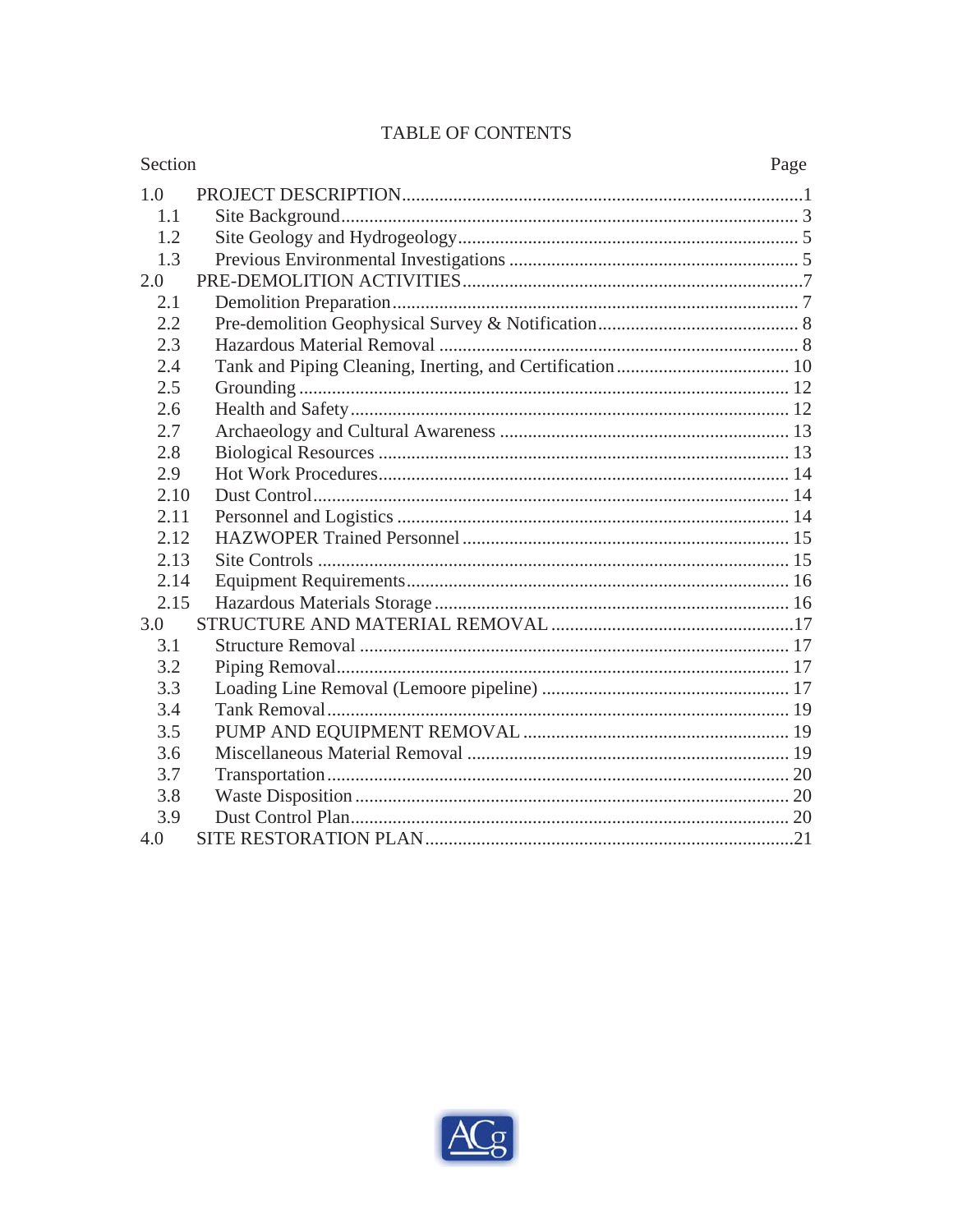# TABLE OF CONTENTS

| Section | | Page |
|---|---|---|
| 1.0 | PROJECT DESCRIPTION | 1 |
| 1.1 | Site Background | 3 |
| 1.2 | Site Geology and Hydrogeology | 5 |
| 1.3 | Previous Environmental Investigations | 5 |
| 2.0 | PRE-DEMOLITION ACTIVITIES | 7 |
| 2.1 | Demolition Preparation | 7 |
| 2.2 | Pre-demolition Geophysical Survey & Notification | 8 |
| 2.3 | Hazardous Material Removal | 8 |
| 2.4 | Tank and Piping Cleaning, Inerting, and Certification | 10 |
| 2.5 | Grounding | 12 |
| 2.6 | Health and Safety | 12 |
| 2.7 | Archaeology and Cultural Awareness | 13 |
| 2.8 | Biological Resources | 13 |
| 2.9 | Hot Work Procedures | 14 |
| 2.10 | Dust Control | 14 |
| 2.11 | Personnel and Logistics | 14 |
| 2.12 | HAZWOPER Trained Personnel | 15 |
| 2.13 | Site Controls | 15 |
| 2.14 | Equipment Requirements | 16 |
| 2.15 | Hazardous Materials Storage | 16 |
| 3.0 | STRUCTURE AND MATERIAL REMOVAL | 17 |
| 3.1 | Structure Removal | 17 |
| 3.2 | Piping Removal | 17 |
| 3.3 | Loading Line Removal (Lemoore pipeline) | 17 |
| 3.4 | Tank Removal | 19 |
| 3.5 | PUMP AND EQUIPMENT REMOVAL | 19 |
| 3.6 | Miscellaneous Material Removal | 19 |
| 3.7 | Transportation | 20 |
| 3.8 | Waste Disposition | 20 |
| 3.9 | Dust Control Plan | 20 |
| 4.0 | SITE RESTORATION PLAN | 21 |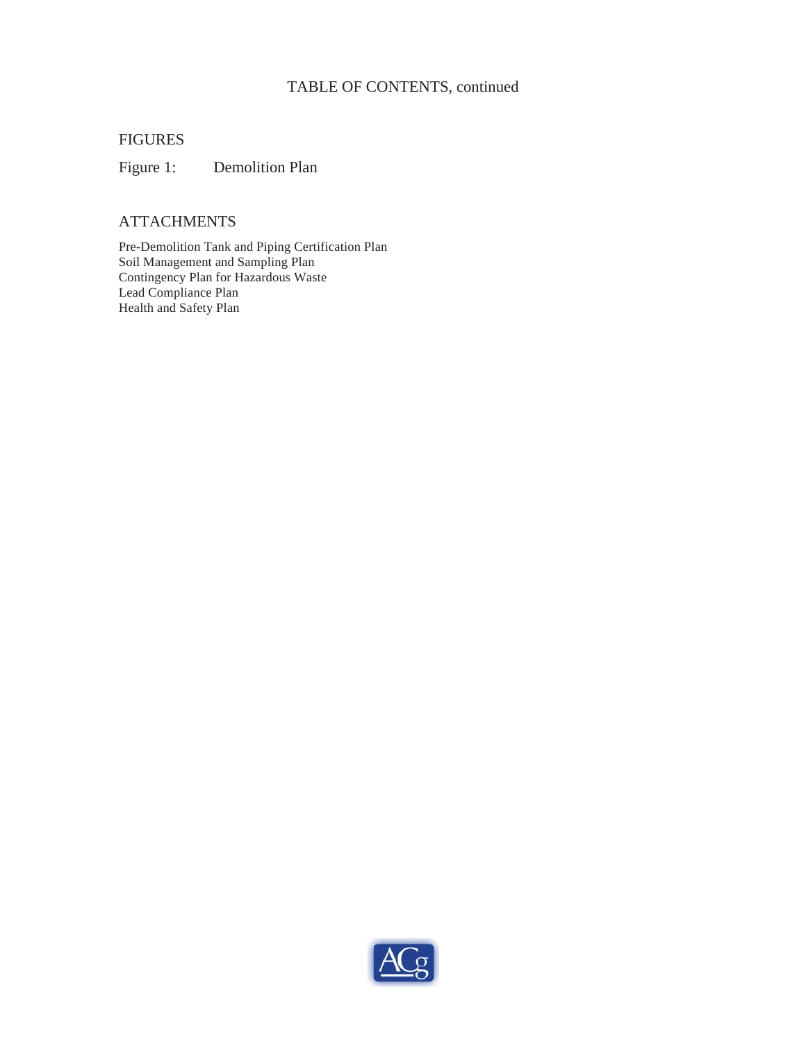# TABLE OF CONTENTS, continued

## FIGURES

Figure 1: Demolition Plan

## ATTACHMENTS

Pre-Demolition Tank and Piping Certification Plan
Soil Management and Sampling Plan
Contingency Plan for Hazardous Waste
Lead Compliance Plan
Health and Safety Plan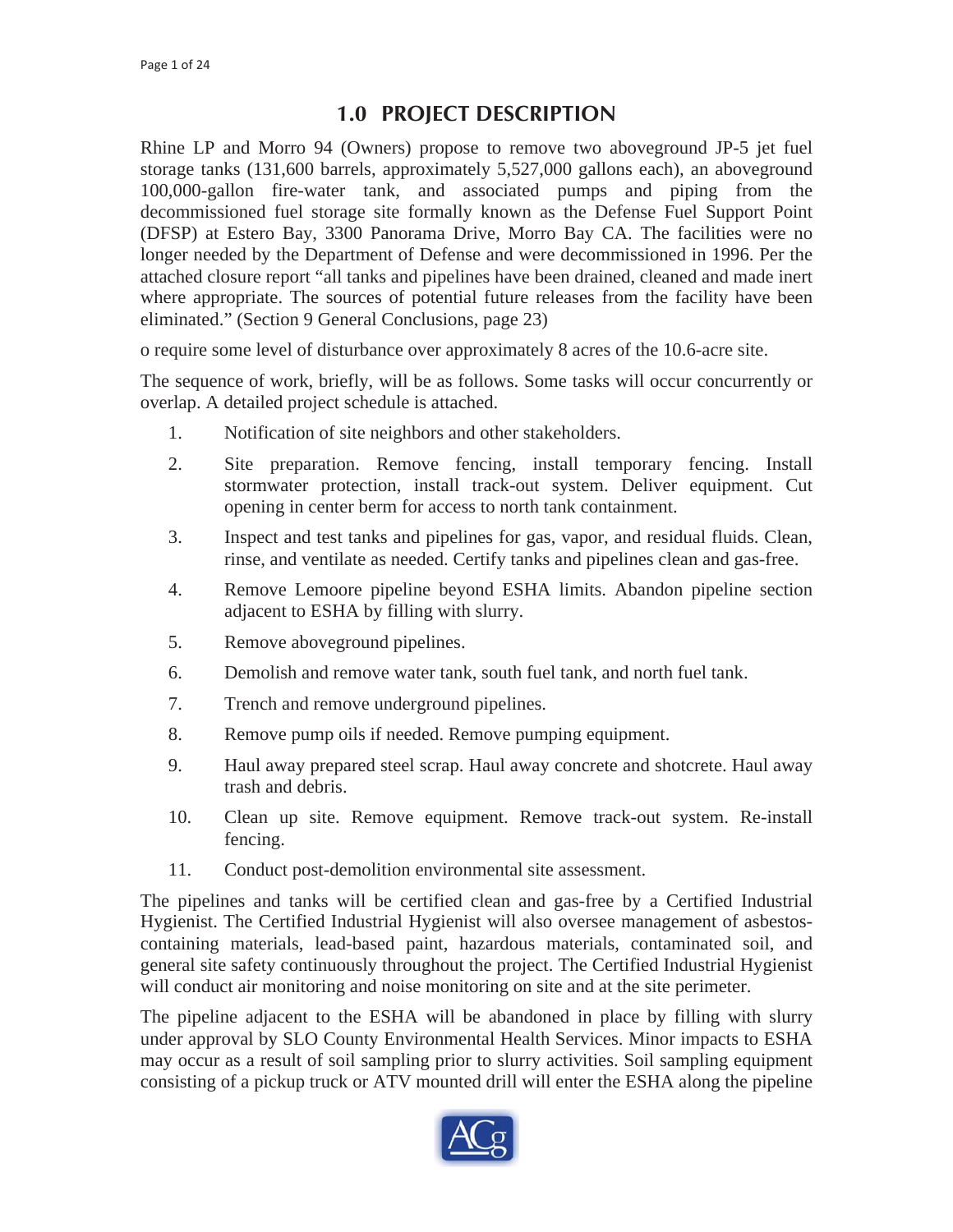# 1.0 PROJECT DESCRIPTION

Rhine LP and Morro 94 (Owners) propose to remove two aboveground JP-5 jet fuel storage tanks (131,600 barrels, approximately 5,527,000 gallons each), an aboveground 100,000-gallon fire-water tank, and associated pumps and piping from the decommissioned fuel storage site formally known as the Defense Fuel Support Point (DFSP) at Estero Bay, 3300 Panorama Drive, Morro Bay CA. The facilities were no longer needed by the Department of Defense and were decommissioned in 1996. Per the attached closure report "all tanks and pipelines have been drained, cleaned and made inert where appropriate. The sources of potential future releases from the facility have been eliminated." (Section 9 General Conclusions, page 23)

o require some level of disturbance over approximately 8 acres of the 10.6-acre site.

The sequence of work, briefly, will be as follows. Some tasks will occur concurrently or overlap. A detailed project schedule is attached.

1. Notification of site neighbors and other stakeholders.
2. Site preparation. Remove fencing, install temporary fencing. Install stormwater protection, install track-out system. Deliver equipment. Cut opening in center berm for access to north tank containment.
3. Inspect and test tanks and pipelines for gas, vapor, and residual fluids. Clean, rinse, and ventilate as needed. Certify tanks and pipelines clean and gas-free.
4. Remove Lemoore pipeline beyond ESHA limits. Abandon pipeline section adjacent to ESHA by filling with slurry.
5. Remove aboveground pipelines.
6. Demolish and remove water tank, south fuel tank, and north fuel tank.
7. Trench and remove underground pipelines.
8. Remove pump oils if needed. Remove pumping equipment.
9. Haul away prepared steel scrap. Haul away concrete and shotcrete. Haul away trash and debris.
10. Clean up site. Remove equipment. Remove track-out system. Re-install fencing.
11. Conduct post-demolition environmental site assessment.

The pipelines and tanks will be certified clean and gas-free by a Certified Industrial Hygienist. The Certified Industrial Hygienist will also oversee management of asbestos-containing materials, lead-based paint, hazardous materials, contaminated soil, and general site safety continuously throughout the project. The Certified Industrial Hygienist will conduct air monitoring and noise monitoring on site and at the site perimeter.

The pipeline adjacent to the ESHA will be abandoned in place by filling with slurry under approval by SLO County Environmental Health Services. Minor impacts to ESHA may occur as a result of soil sampling prior to slurry activities. Soil sampling equipment consisting of a pickup truck or ATV mounted drill will enter the ESHA along the pipeline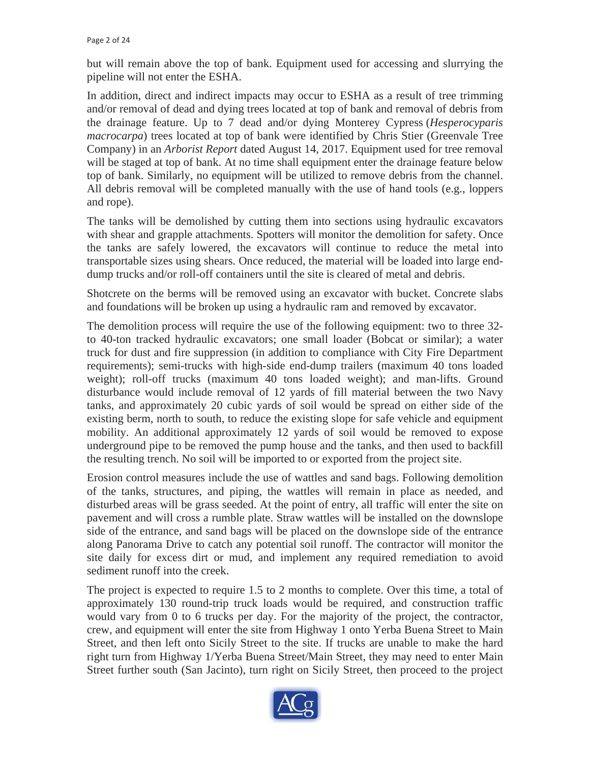but will remain above the top of bank. Equipment used for accessing and slurrying the pipeline will not enter the ESHA.

In addition, direct and indirect impacts may occur to ESHA as a result of tree trimming and/or removal of dead and dying trees located at top of bank and removal of debris from the drainage feature. Up to 7 dead and/or dying Monterey Cypress (*Hesperocyparis macrocarpa*) trees located at top of bank were identified by Chris Stier (Greenvale Tree Company) in an *Arborist Report* dated August 14, 2017. Equipment used for tree removal will be staged at top of bank. At no time shall equipment enter the drainage feature below top of bank. Similarly, no equipment will be utilized to remove debris from the channel. All debris removal will be completed manually with the use of hand tools (e.g., loppers and rope).

The tanks will be demolished by cutting them into sections using hydraulic excavators with shear and grapple attachments. Spotters will monitor the demolition for safety. Once the tanks are safely lowered, the excavators will continue to reduce the metal into transportable sizes using shears. Once reduced, the material will be loaded into large end-dump trucks and/or roll-off containers until the site is cleared of metal and debris.

Shotcrete on the berms will be removed using an excavator with bucket. Concrete slabs and foundations will be broken up using a hydraulic ram and removed by excavator.

The demolition process will require the use of the following equipment: two to three 32- to 40-ton tracked hydraulic excavators; one small loader (Bobcat or similar); a water truck for dust and fire suppression (in addition to compliance with City Fire Department requirements); semi-trucks with high-side end-dump trailers (maximum 40 tons loaded weight); roll-off trucks (maximum 40 tons loaded weight); and man-lifts. Ground disturbance would include removal of 12 yards of fill material between the two Navy tanks, and approximately 20 cubic yards of soil would be spread on either side of the existing berm, north to south, to reduce the existing slope for safe vehicle and equipment mobility. An additional approximately 12 yards of soil would be removed to expose underground pipe to be removed the pump house and the tanks, and then used to backfill the resulting trench. No soil will be imported to or exported from the project site.

Erosion control measures include the use of wattles and sand bags. Following demolition of the tanks, structures, and piping, the wattles will remain in place as needed, and disturbed areas will be grass seeded. At the point of entry, all traffic will enter the site on pavement and will cross a rumble plate. Straw wattles will be installed on the downslope side of the entrance, and sand bags will be placed on the downslope side of the entrance along Panorama Drive to catch any potential soil runoff. The contractor will monitor the site daily for excess dirt or mud, and implement any required remediation to avoid sediment runoff into the creek.

The project is expected to require 1.5 to 2 months to complete. Over this time, a total of approximately 130 round-trip truck loads would be required, and construction traffic would vary from 0 to 6 trucks per day. For the majority of the project, the contractor, crew, and equipment will enter the site from Highway 1 onto Yerba Buena Street to Main Street, and then left onto Sicily Street to the site. If trucks are unable to make the hard right turn from Highway 1/Yerba Buena Street/Main Street, they may need to enter Main Street further south (San Jacinto), turn right on Sicily Street, then proceed to the project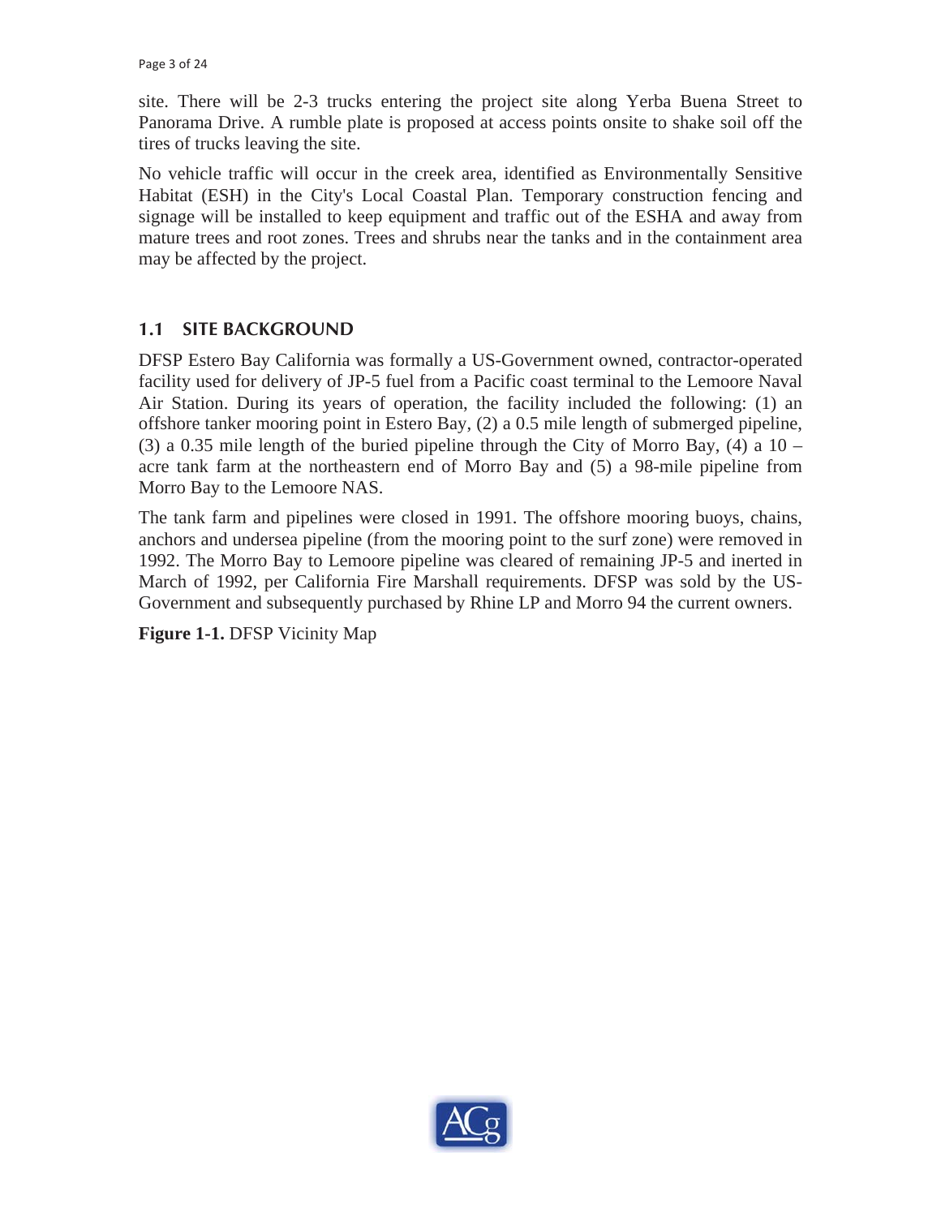site. There will be 2-3 trucks entering the project site along Yerba Buena Street to Panorama Drive. A rumble plate is proposed at access points onsite to shake soil off the tires of trucks leaving the site.

No vehicle traffic will occur in the creek area, identified as Environmentally Sensitive Habitat (ESH) in the City's Local Coastal Plan. Temporary construction fencing and signage will be installed to keep equipment and traffic out of the ESHA and away from mature trees and root zones. Trees and shrubs near the tanks and in the containment area may be affected by the project.

## 1.1 SITE BACKGROUND

DFSP Estero Bay California was formally a US-Government owned, contractor-operated facility used for delivery of JP-5 fuel from a Pacific coast terminal to the Lemoore Naval Air Station. During its years of operation, the facility included the following: (1) an offshore tanker mooring point in Estero Bay, (2) a 0.5 mile length of submerged pipeline, (3) a 0.35 mile length of the buried pipeline through the City of Morro Bay, (4) a 10 – acre tank farm at the northeastern end of Morro Bay and (5) a 98-mile pipeline from Morro Bay to the Lemoore NAS.

The tank farm and pipelines were closed in 1991. The offshore mooring buoys, chains, anchors and undersea pipeline (from the mooring point to the surf zone) were removed in 1992. The Morro Bay to Lemoore pipeline was cleared of remaining JP-5 and inerted in March of 1992, per California Fire Marshall requirements. DFSP was sold by the US-Government and subsequently purchased by Rhine LP and Morro 94 the current owners.

**Figure 1-1.** DFSP Vicinity Map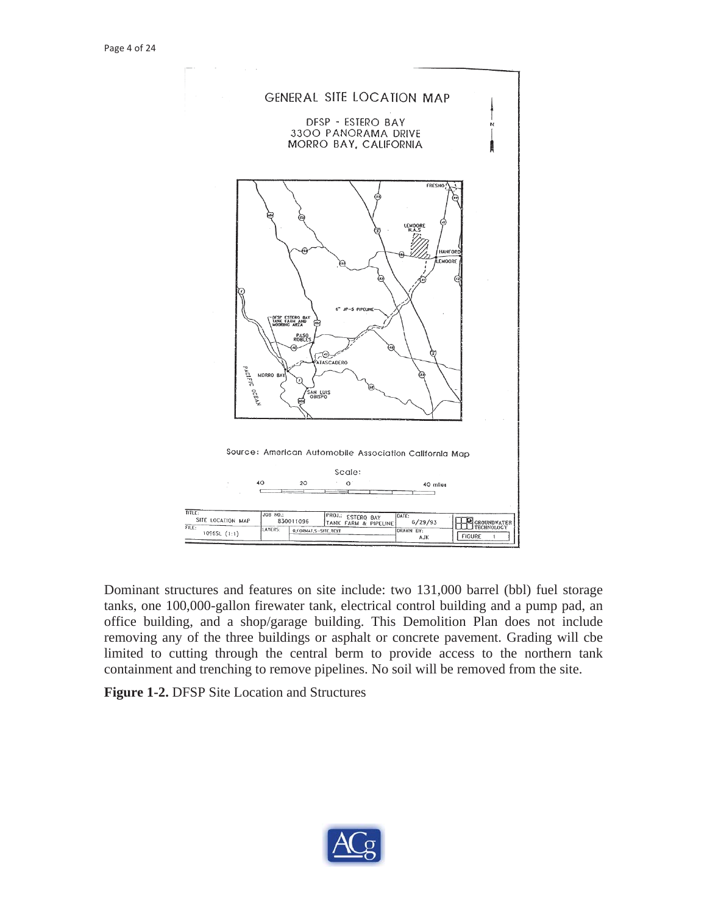Dominant structures and features on site include: two 131,000 barrel (bbl) fuel storage tanks, one 100,000-gallon firewater tank, electrical control building and a pump pad, an office building, and a shop/garage building. This Demolition Plan does not include removing any of the three buildings or asphalt or concrete pavement. Grading will cbe limited to cutting through the central berm to provide access to the northern tank containment and trenching to remove pipelines. No soil will be removed from the site.

**Figure 1-2.** DFSP Site Location and Structures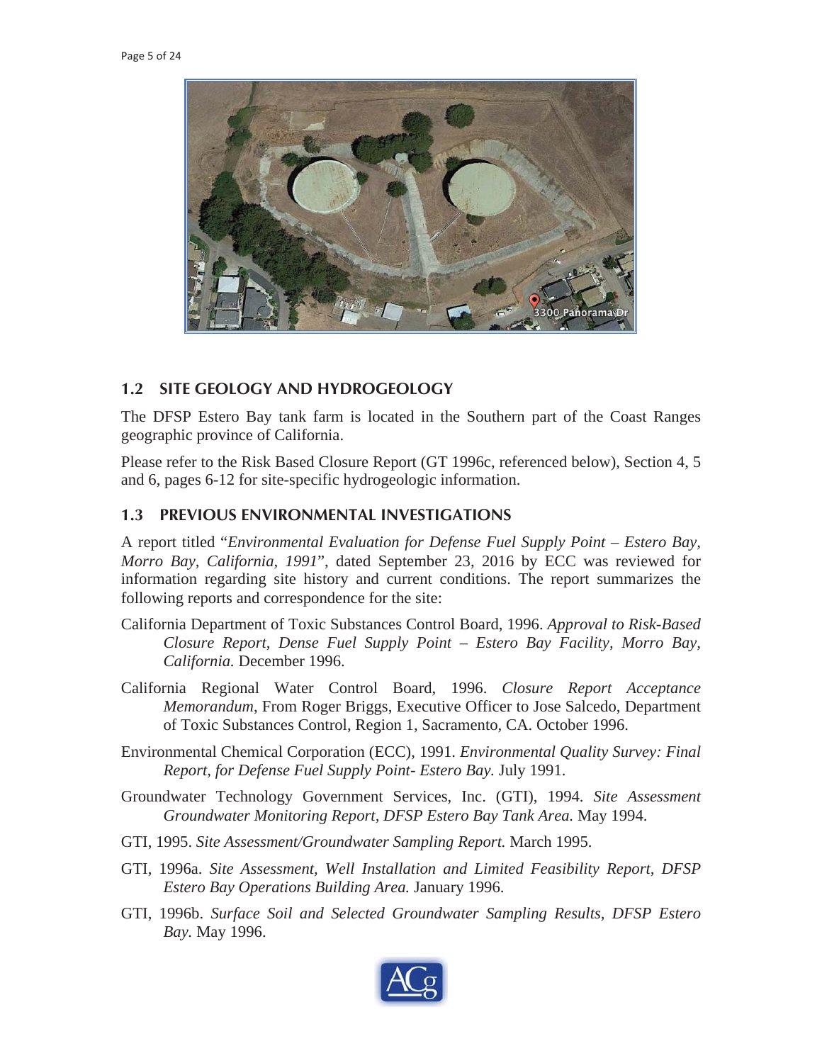## 1.2 SITE GEOLOGY AND HYDROGEOLOGY

The DFSP Estero Bay tank farm is located in the Southern part of the Coast Ranges geographic province of California.

Please refer to the Risk Based Closure Report (GT 1996c, referenced below), Section 4, 5 and 6, pages 6-12 for site-specific hydrogeologic information.

## 1.3 PREVIOUS ENVIRONMENTAL INVESTIGATIONS

A report titled "*Environmental Evaluation for Defense Fuel Supply Point – Estero Bay, Morro Bay, California, 1991*", dated September 23, 2016 by ECC was reviewed for information regarding site history and current conditions. The report summarizes the following reports and correspondence for the site:

California Department of Toxic Substances Control Board, 1996. *Approval to Risk-Based Closure Report, Dense Fuel Supply Point – Estero Bay Facility, Morro Bay, California.* December 1996.

California Regional Water Control Board, 1996. *Closure Report Acceptance Memorandum*, From Roger Briggs, Executive Officer to Jose Salcedo, Department of Toxic Substances Control, Region 1, Sacramento, CA. October 1996.

Environmental Chemical Corporation (ECC), 1991. *Environmental Quality Survey: Final Report, for Defense Fuel Supply Point- Estero Bay.* July 1991.

Groundwater Technology Government Services, Inc. (GTI), 1994. *Site Assessment Groundwater Monitoring Report, DFSP Estero Bay Tank Area.* May 1994.

GTI, 1995. *Site Assessment/Groundwater Sampling Report.* March 1995.

GTI, 1996a. *Site Assessment, Well Installation and Limited Feasibility Report, DFSP Estero Bay Operations Building Area.* January 1996.

GTI, 1996b. *Surface Soil and Selected Groundwater Sampling Results, DFSP Estero Bay.* May 1996.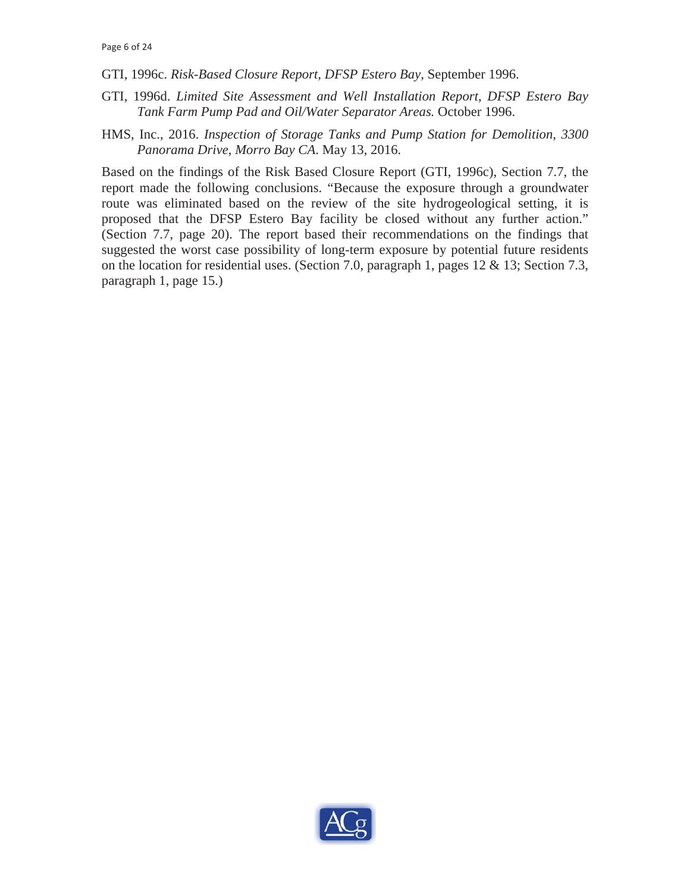GTI, 1996c. *Risk-Based Closure Report, DFSP Estero Bay*, September 1996.

GTI, 1996d. *Limited Site Assessment and Well Installation Report, DFSP Estero Bay Tank Farm Pump Pad and Oil/Water Separator Areas.* October 1996.

HMS, Inc., 2016. *Inspection of Storage Tanks and Pump Station for Demolition, 3300 Panorama Drive, Morro Bay CA.* May 13, 2016.

Based on the findings of the Risk Based Closure Report (GTI, 1996c), Section 7.7, the report made the following conclusions. "Because the exposure through a groundwater route was eliminated based on the review of the site hydrogeological setting, it is proposed that the DFSP Estero Bay facility be closed without any further action." (Section 7.7, page 20). The report based their recommendations on the findings that suggested the worst case possibility of long-term exposure by potential future residents on the location for residential uses. (Section 7.0, paragraph 1, pages 12 & 13; Section 7.3, paragraph 1, page 15.)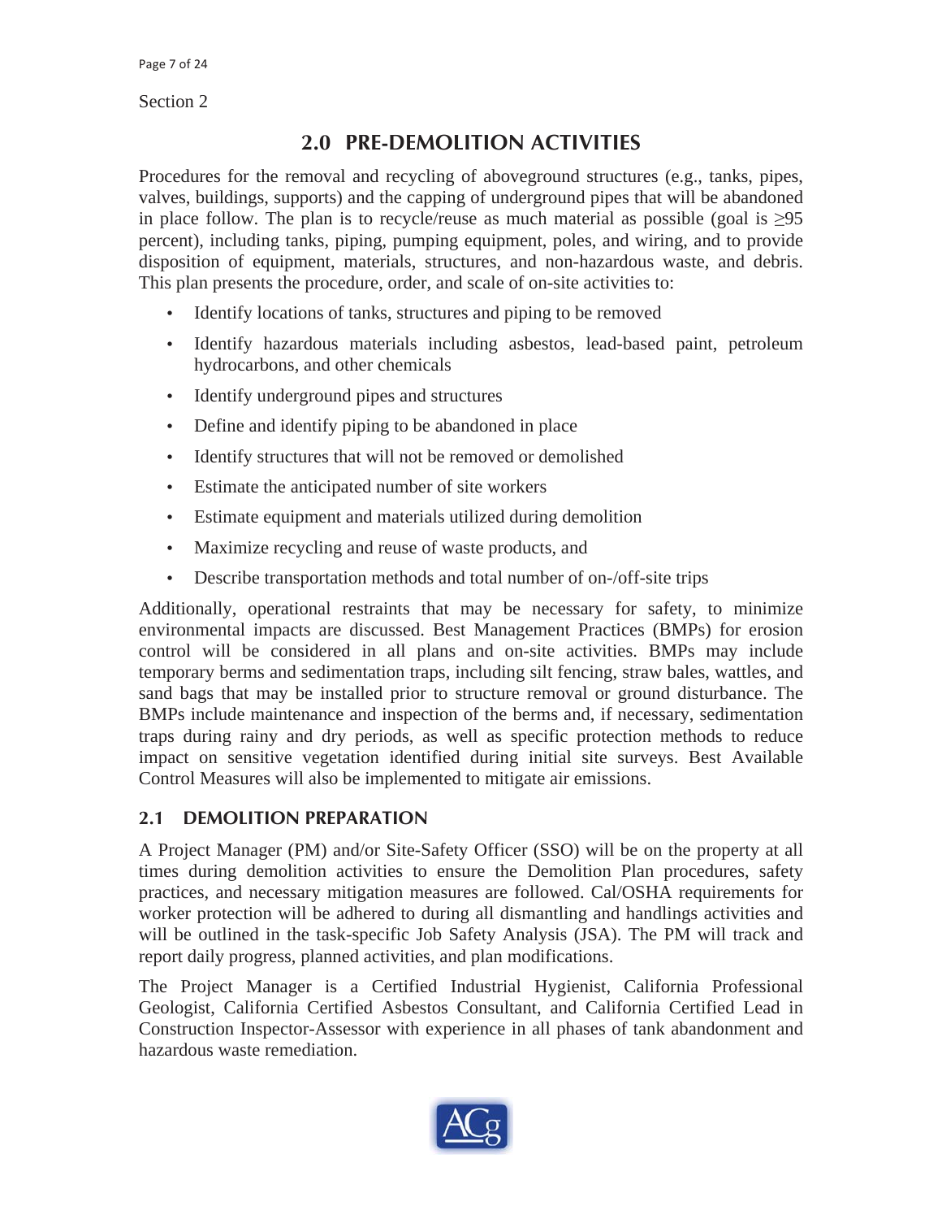Section 2

# 2.0 PRE-DEMOLITION ACTIVITIES

Procedures for the removal and recycling of aboveground structures (e.g., tanks, pipes, valves, buildings, supports) and the capping of underground pipes that will be abandoned in place follow. The plan is to recycle/reuse as much material as possible (goal is ≥95 percent), including tanks, piping, pumping equipment, poles, and wiring, and to provide disposition of equipment, materials, structures, and non-hazardous waste, and debris. This plan presents the procedure, order, and scale of on-site activities to:

- Identify locations of tanks, structures and piping to be removed
- Identify hazardous materials including asbestos, lead-based paint, petroleum hydrocarbons, and other chemicals
- Identify underground pipes and structures
- Define and identify piping to be abandoned in place
- Identify structures that will not be removed or demolished
- Estimate the anticipated number of site workers
- Estimate equipment and materials utilized during demolition
- Maximize recycling and reuse of waste products, and
- Describe transportation methods and total number of on-/off-site trips

Additionally, operational restraints that may be necessary for safety, to minimize environmental impacts are discussed. Best Management Practices (BMPs) for erosion control will be considered in all plans and on-site activities. BMPs may include temporary berms and sedimentation traps, including silt fencing, straw bales, wattles, and sand bags that may be installed prior to structure removal or ground disturbance. The BMPs include maintenance and inspection of the berms and, if necessary, sedimentation traps during rainy and dry periods, as well as specific protection methods to reduce impact on sensitive vegetation identified during initial site surveys. Best Available Control Measures will also be implemented to mitigate air emissions.

## 2.1 DEMOLITION PREPARATION

A Project Manager (PM) and/or Site-Safety Officer (SSO) will be on the property at all times during demolition activities to ensure the Demolition Plan procedures, safety practices, and necessary mitigation measures are followed. Cal/OSHA requirements for worker protection will be adhered to during all dismantling and handlings activities and will be outlined in the task-specific Job Safety Analysis (JSA). The PM will track and report daily progress, planned activities, and plan modifications.

The Project Manager is a Certified Industrial Hygienist, California Professional Geologist, California Certified Asbestos Consultant, and California Certified Lead in Construction Inspector-Assessor with experience in all phases of tank abandonment and hazardous waste remediation.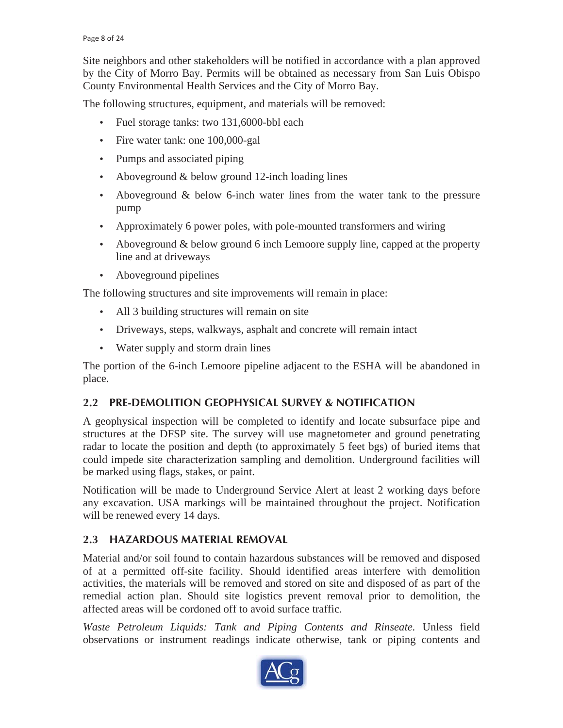Site neighbors and other stakeholders will be notified in accordance with a plan approved by the City of Morro Bay. Permits will be obtained as necessary from San Luis Obispo County Environmental Health Services and the City of Morro Bay.

The following structures, equipment, and materials will be removed:

- Fuel storage tanks: two 131,6000-bbl each
- Fire water tank: one 100,000-gal
- Pumps and associated piping
- Aboveground & below ground 12-inch loading lines
- Aboveground & below 6-inch water lines from the water tank to the pressure pump
- Approximately 6 power poles, with pole-mounted transformers and wiring
- Aboveground & below ground 6 inch Lemoore supply line, capped at the property line and at driveways
- Aboveground pipelines

The following structures and site improvements will remain in place:

- All 3 building structures will remain on site
- Driveways, steps, walkways, asphalt and concrete will remain intact
- Water supply and storm drain lines

The portion of the 6-inch Lemoore pipeline adjacent to the ESHA will be abandoned in place.

## 2.2 PRE-DEMOLITION GEOPHYSICAL SURVEY & NOTIFICATION

A geophysical inspection will be completed to identify and locate subsurface pipe and structures at the DFSP site. The survey will use magnetometer and ground penetrating radar to locate the position and depth (to approximately 5 feet bgs) of buried items that could impede site characterization sampling and demolition. Underground facilities will be marked using flags, stakes, or paint.

Notification will be made to Underground Service Alert at least 2 working days before any excavation. USA markings will be maintained throughout the project. Notification will be renewed every 14 days.

## 2.3 HAZARDOUS MATERIAL REMOVAL

Material and/or soil found to contain hazardous substances will be removed and disposed of at a permitted off-site facility. Should identified areas interfere with demolition activities, the materials will be removed and stored on site and disposed of as part of the remedial action plan. Should site logistics prevent removal prior to demolition, the affected areas will be cordoned off to avoid surface traffic.

*Waste Petroleum Liquids: Tank and Piping Contents and Rinseate.* Unless field observations or instrument readings indicate otherwise, tank or piping contents and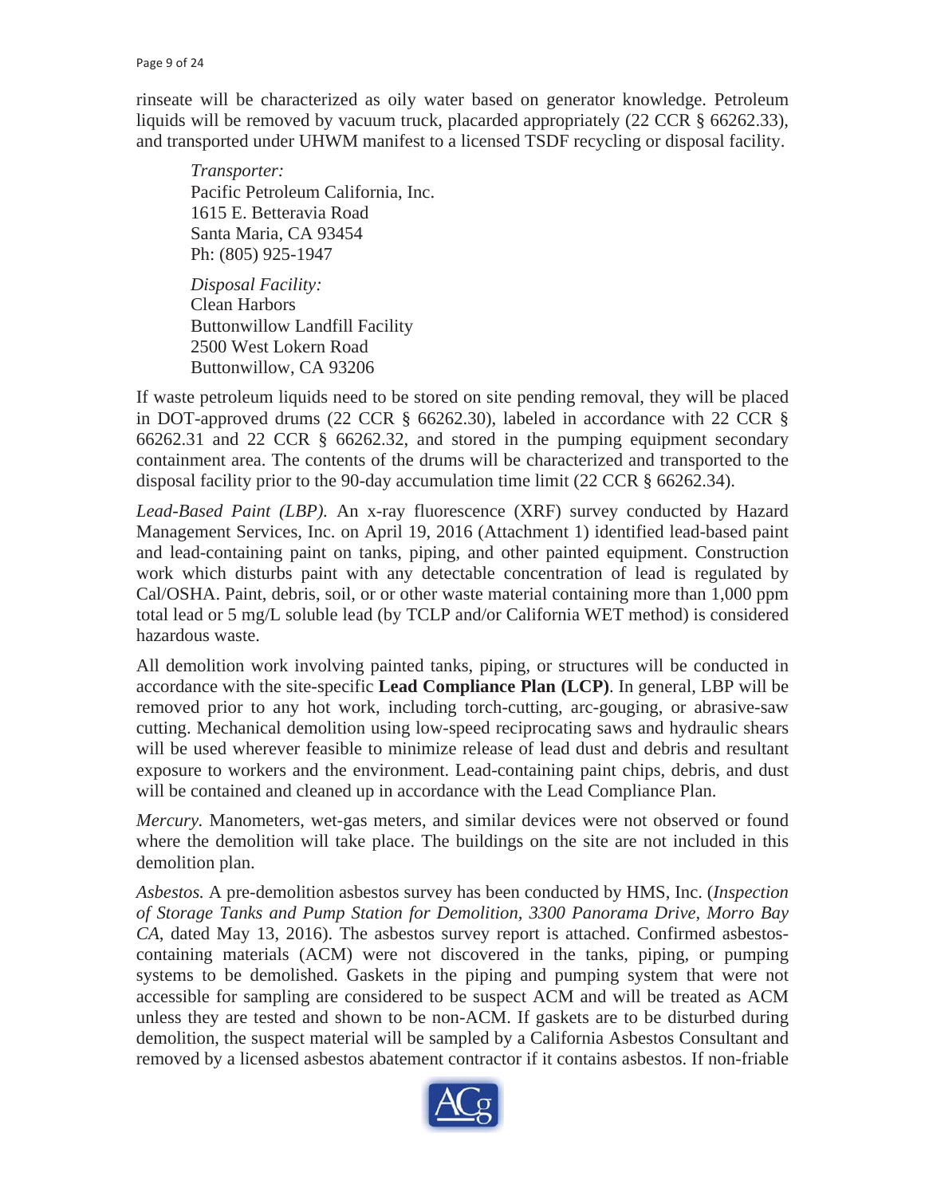rinseate will be characterized as oily water based on generator knowledge. Petroleum liquids will be removed by vacuum truck, placarded appropriately (22 CCR § 66262.33), and transported under UHWM manifest to a licensed TSDF recycling or disposal facility.

> *Transporter:*
> Pacific Petroleum California, Inc.
> 1615 E. Betteravia Road
> Santa Maria, CA 93454
> Ph: (805) 925-1947
>
> *Disposal Facility:*
> Clean Harbors
> Buttonwillow Landfill Facility
> 2500 West Lokern Road
> Buttonwillow, CA 93206

If waste petroleum liquids need to be stored on site pending removal, they will be placed in DOT-approved drums (22 CCR § 66262.30), labeled in accordance with 22 CCR § 66262.31 and 22 CCR § 66262.32, and stored in the pumping equipment secondary containment area. The contents of the drums will be characterized and transported to the disposal facility prior to the 90-day accumulation time limit (22 CCR § 66262.34).

*Lead-Based Paint (LBP).* An x-ray fluorescence (XRF) survey conducted by Hazard Management Services, Inc. on April 19, 2016 (Attachment 1) identified lead-based paint and lead-containing paint on tanks, piping, and other painted equipment. Construction work which disturbs paint with any detectable concentration of lead is regulated by Cal/OSHA. Paint, debris, soil, or or other waste material containing more than 1,000 ppm total lead or 5 mg/L soluble lead (by TCLP and/or California WET method) is considered hazardous waste.

All demolition work involving painted tanks, piping, or structures will be conducted in accordance with the site-specific **Lead Compliance Plan (LCP)**. In general, LBP will be removed prior to any hot work, including torch-cutting, arc-gouging, or abrasive-saw cutting. Mechanical demolition using low-speed reciprocating saws and hydraulic shears will be used wherever feasible to minimize release of lead dust and debris and resultant exposure to workers and the environment. Lead-containing paint chips, debris, and dust will be contained and cleaned up in accordance with the Lead Compliance Plan.

*Mercury.* Manometers, wet-gas meters, and similar devices were not observed or found where the demolition will take place. The buildings on the site are not included in this demolition plan.

*Asbestos.* A pre-demolition asbestos survey has been conducted by HMS, Inc. (*Inspection of Storage Tanks and Pump Station for Demolition, 3300 Panorama Drive, Morro Bay CA*, dated May 13, 2016). The asbestos survey report is attached. Confirmed asbestos-containing materials (ACM) were not discovered in the tanks, piping, or pumping systems to be demolished. Gaskets in the piping and pumping system that were not accessible for sampling are considered to be suspect ACM and will be treated as ACM unless they are tested and shown to be non-ACM. If gaskets are to be disturbed during demolition, the suspect material will be sampled by a California Asbestos Consultant and removed by a licensed asbestos abatement contractor if it contains asbestos. If non-friable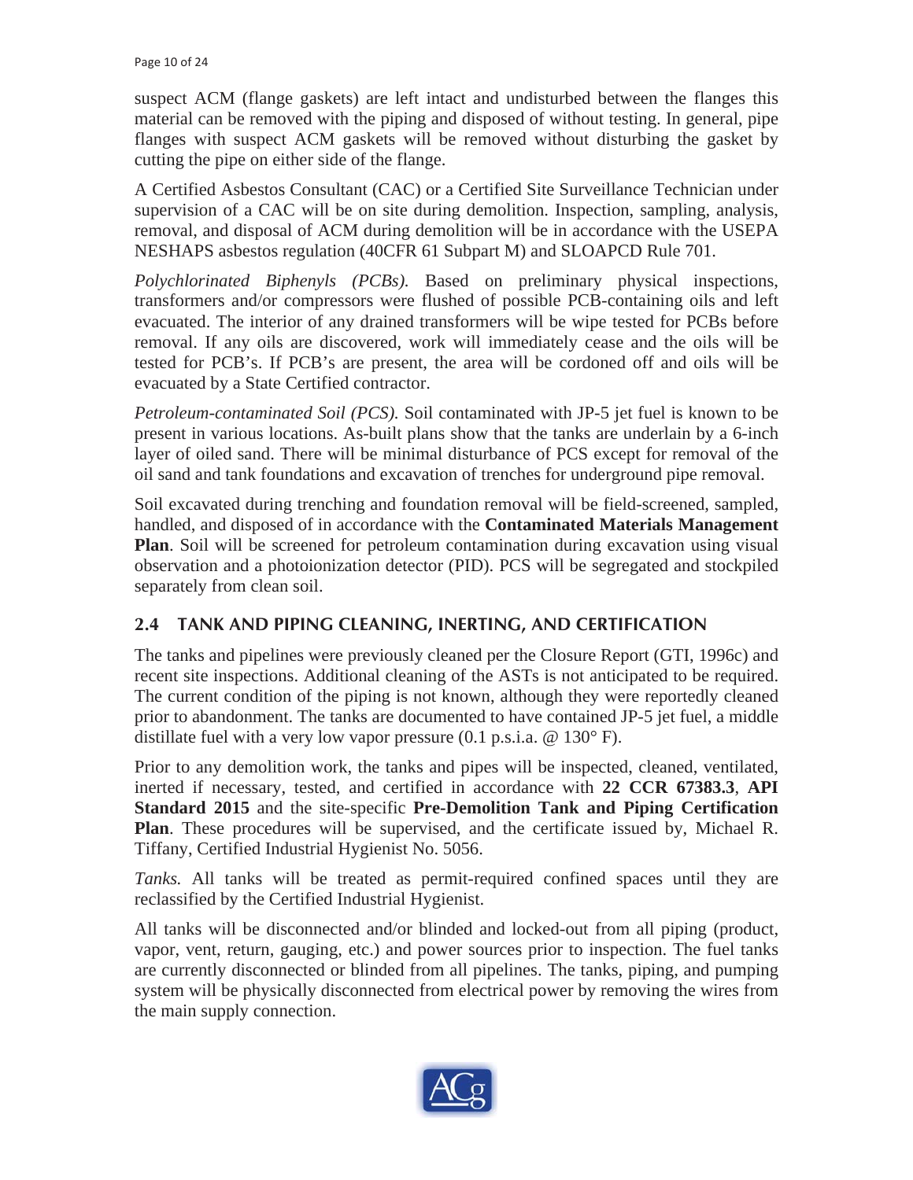suspect ACM (flange gaskets) are left intact and undisturbed between the flanges this material can be removed with the piping and disposed of without testing. In general, pipe flanges with suspect ACM gaskets will be removed without disturbing the gasket by cutting the pipe on either side of the flange.

A Certified Asbestos Consultant (CAC) or a Certified Site Surveillance Technician under supervision of a CAC will be on site during demolition. Inspection, sampling, analysis, removal, and disposal of ACM during demolition will be in accordance with the USEPA NESHAPS asbestos regulation (40CFR 61 Subpart M) and SLOAPCD Rule 701.

*Polychlorinated Biphenyls (PCBs).* Based on preliminary physical inspections, transformers and/or compressors were flushed of possible PCB-containing oils and left evacuated. The interior of any drained transformers will be wipe tested for PCBs before removal. If any oils are discovered, work will immediately cease and the oils will be tested for PCB's. If PCB's are present, the area will be cordoned off and oils will be evacuated by a State Certified contractor.

*Petroleum-contaminated Soil (PCS).* Soil contaminated with JP-5 jet fuel is known to be present in various locations. As-built plans show that the tanks are underlain by a 6-inch layer of oiled sand. There will be minimal disturbance of PCS except for removal of the oil sand and tank foundations and excavation of trenches for underground pipe removal.

Soil excavated during trenching and foundation removal will be field-screened, sampled, handled, and disposed of in accordance with the **Contaminated Materials Management Plan**. Soil will be screened for petroleum contamination during excavation using visual observation and a photoionization detector (PID). PCS will be segregated and stockpiled separately from clean soil.

## 2.4 TANK AND PIPING CLEANING, INERTING, AND CERTIFICATION

The tanks and pipelines were previously cleaned per the Closure Report (GTI, 1996c) and recent site inspections. Additional cleaning of the ASTs is not anticipated to be required. The current condition of the piping is not known, although they were reportedly cleaned prior to abandonment. The tanks are documented to have contained JP-5 jet fuel, a middle distillate fuel with a very low vapor pressure (0.1 p.s.i.a. @ 130° F).

Prior to any demolition work, the tanks and pipes will be inspected, cleaned, ventilated, inerted if necessary, tested, and certified in accordance with **22 CCR 67383.3**, **API Standard 2015** and the site-specific **Pre-Demolition Tank and Piping Certification Plan**. These procedures will be supervised, and the certificate issued by, Michael R. Tiffany, Certified Industrial Hygienist No. 5056.

*Tanks.* All tanks will be treated as permit-required confined spaces until they are reclassified by the Certified Industrial Hygienist.

All tanks will be disconnected and/or blinded and locked-out from all piping (product, vapor, vent, return, gauging, etc.) and power sources prior to inspection. The fuel tanks are currently disconnected or blinded from all pipelines. The tanks, piping, and pumping system will be physically disconnected from electrical power by removing the wires from the main supply connection.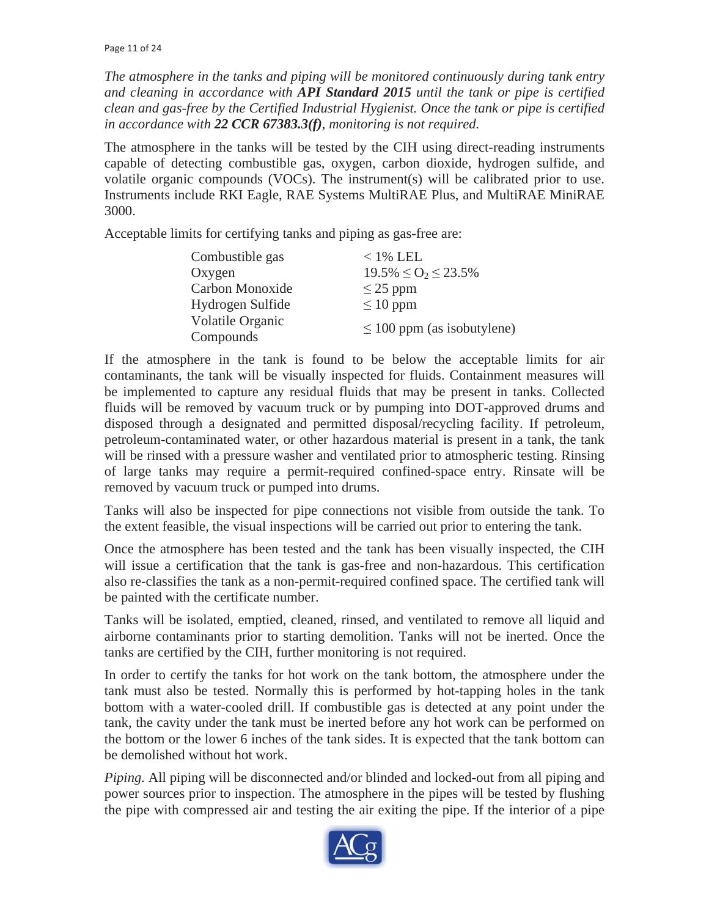*The atmosphere in the tanks and piping will be monitored continuously during tank entry and cleaning in accordance with* ***API Standard 2015*** *until the tank or pipe is certified clean and gas-free by the Certified Industrial Hygienist. Once the tank or pipe is certified in accordance with* ***22 CCR 67383.3(f)****, monitoring is not required.*

The atmosphere in the tanks will be tested by the CIH using direct-reading instruments capable of detecting combustible gas, oxygen, carbon dioxide, hydrogen sulfide, and volatile organic compounds (VOCs). The instrument(s) will be calibrated prior to use. Instruments include RKI Eagle, RAE Systems MultiRAE Plus, and MultiRAE MiniRAE 3000.

Acceptable limits for certifying tanks and piping as gas-free are:

| | |
|---|---|
| Combustible gas | < 1% LEL |
| Oxygen | $19.5\% \leq O_2 \leq 23.5\%$ |
| Carbon Monoxide | ≤ 25 ppm |
| Hydrogen Sulfide | ≤ 10 ppm |
| Volatile Organic Compounds | ≤ 100 ppm (as isobutylene) |

If the atmosphere in the tank is found to be below the acceptable limits for air contaminants, the tank will be visually inspected for fluids. Containment measures will be implemented to capture any residual fluids that may be present in tanks. Collected fluids will be removed by vacuum truck or by pumping into DOT-approved drums and disposed through a designated and permitted disposal/recycling facility. If petroleum, petroleum-contaminated water, or other hazardous material is present in a tank, the tank will be rinsed with a pressure washer and ventilated prior to atmospheric testing. Rinsing of large tanks may require a permit-required confined-space entry. Rinsate will be removed by vacuum truck or pumped into drums.

Tanks will also be inspected for pipe connections not visible from outside the tank. To the extent feasible, the visual inspections will be carried out prior to entering the tank.

Once the atmosphere has been tested and the tank has been visually inspected, the CIH will issue a certification that the tank is gas-free and non-hazardous. This certification also re-classifies the tank as a non-permit-required confined space. The certified tank will be painted with the certificate number.

Tanks will be isolated, emptied, cleaned, rinsed, and ventilated to remove all liquid and airborne contaminants prior to starting demolition. Tanks will not be inerted. Once the tanks are certified by the CIH, further monitoring is not required.

In order to certify the tanks for hot work on the tank bottom, the atmosphere under the tank must also be tested. Normally this is performed by hot-tapping holes in the tank bottom with a water-cooled drill. If combustible gas is detected at any point under the tank, the cavity under the tank must be inerted before any hot work can be performed on the bottom or the lower 6 inches of the tank sides. It is expected that the tank bottom can be demolished without hot work.

*Piping.* All piping will be disconnected and/or blinded and locked-out from all piping and power sources prior to inspection. The atmosphere in the pipes will be tested by flushing the pipe with compressed air and testing the air exiting the pipe. If the interior of a pipe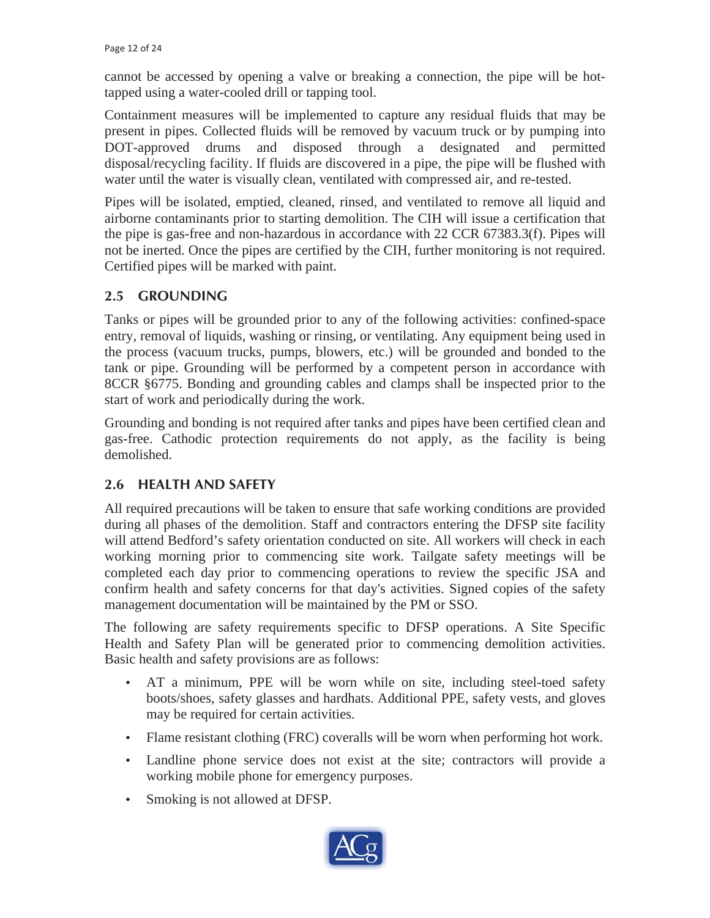cannot be accessed by opening a valve or breaking a connection, the pipe will be hot-tapped using a water-cooled drill or tapping tool.

Containment measures will be implemented to capture any residual fluids that may be present in pipes. Collected fluids will be removed by vacuum truck or by pumping into DOT-approved drums and disposed through a designated and permitted disposal/recycling facility. If fluids are discovered in a pipe, the pipe will be flushed with water until the water is visually clean, ventilated with compressed air, and re-tested.

Pipes will be isolated, emptied, cleaned, rinsed, and ventilated to remove all liquid and airborne contaminants prior to starting demolition. The CIH will issue a certification that the pipe is gas-free and non-hazardous in accordance with 22 CCR 67383.3(f). Pipes will not be inerted. Once the pipes are certified by the CIH, further monitoring is not required. Certified pipes will be marked with paint.

## 2.5 GROUNDING

Tanks or pipes will be grounded prior to any of the following activities: confined-space entry, removal of liquids, washing or rinsing, or ventilating. Any equipment being used in the process (vacuum trucks, pumps, blowers, etc.) will be grounded and bonded to the tank or pipe. Grounding will be performed by a competent person in accordance with 8CCR §6775. Bonding and grounding cables and clamps shall be inspected prior to the start of work and periodically during the work.

Grounding and bonding is not required after tanks and pipes have been certified clean and gas-free. Cathodic protection requirements do not apply, as the facility is being demolished.

## 2.6 HEALTH AND SAFETY

All required precautions will be taken to ensure that safe working conditions are provided during all phases of the demolition. Staff and contractors entering the DFSP site facility will attend Bedford's safety orientation conducted on site. All workers will check in each working morning prior to commencing site work. Tailgate safety meetings will be completed each day prior to commencing operations to review the specific JSA and confirm health and safety concerns for that day's activities. Signed copies of the safety management documentation will be maintained by the PM or SSO.

The following are safety requirements specific to DFSP operations. A Site Specific Health and Safety Plan will be generated prior to commencing demolition activities. Basic health and safety provisions are as follows:

- AT a minimum, PPE will be worn while on site, including steel-toed safety boots/shoes, safety glasses and hardhats. Additional PPE, safety vests, and gloves may be required for certain activities.
- Flame resistant clothing (FRC) coveralls will be worn when performing hot work.
- Landline phone service does not exist at the site; contractors will provide a working mobile phone for emergency purposes.
- Smoking is not allowed at DFSP.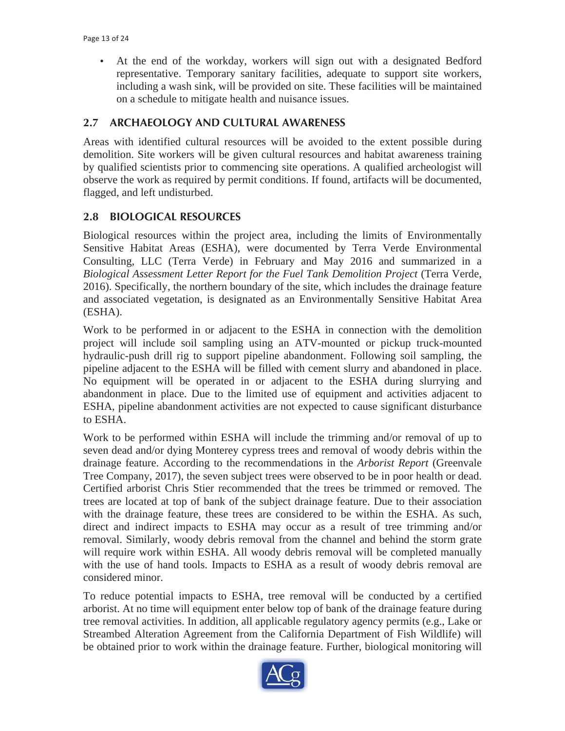- At the end of the workday, workers will sign out with a designated Bedford representative. Temporary sanitary facilities, adequate to support site workers, including a wash sink, will be provided on site. These facilities will be maintained on a schedule to mitigate health and nuisance issues.

## 2.7 ARCHAEOLOGY AND CULTURAL AWARENESS

Areas with identified cultural resources will be avoided to the extent possible during demolition. Site workers will be given cultural resources and habitat awareness training by qualified scientists prior to commencing site operations. A qualified archeologist will observe the work as required by permit conditions. If found, artifacts will be documented, flagged, and left undisturbed.

## 2.8 BIOLOGICAL RESOURCES

Biological resources within the project area, including the limits of Environmentally Sensitive Habitat Areas (ESHA), were documented by Terra Verde Environmental Consulting, LLC (Terra Verde) in February and May 2016 and summarized in a *Biological Assessment Letter Report for the Fuel Tank Demolition Project* (Terra Verde, 2016). Specifically, the northern boundary of the site, which includes the drainage feature and associated vegetation, is designated as an Environmentally Sensitive Habitat Area (ESHA).

Work to be performed in or adjacent to the ESHA in connection with the demolition project will include soil sampling using an ATV-mounted or pickup truck-mounted hydraulic-push drill rig to support pipeline abandonment. Following soil sampling, the pipeline adjacent to the ESHA will be filled with cement slurry and abandoned in place. No equipment will be operated in or adjacent to the ESHA during slurrying and abandonment in place. Due to the limited use of equipment and activities adjacent to ESHA, pipeline abandonment activities are not expected to cause significant disturbance to ESHA.

Work to be performed within ESHA will include the trimming and/or removal of up to seven dead and/or dying Monterey cypress trees and removal of woody debris within the drainage feature. According to the recommendations in the *Arborist Report* (Greenvale Tree Company, 2017), the seven subject trees were observed to be in poor health or dead. Certified arborist Chris Stier recommended that the trees be trimmed or removed. The trees are located at top of bank of the subject drainage feature. Due to their association with the drainage feature, these trees are considered to be within the ESHA. As such, direct and indirect impacts to ESHA may occur as a result of tree trimming and/or removal. Similarly, woody debris removal from the channel and behind the storm grate will require work within ESHA. All woody debris removal will be completed manually with the use of hand tools. Impacts to ESHA as a result of woody debris removal are considered minor.

To reduce potential impacts to ESHA, tree removal will be conducted by a certified arborist. At no time will equipment enter below top of bank of the drainage feature during tree removal activities. In addition, all applicable regulatory agency permits (e.g., Lake or Streambed Alteration Agreement from the California Department of Fish Wildlife) will be obtained prior to work within the drainage feature. Further, biological monitoring will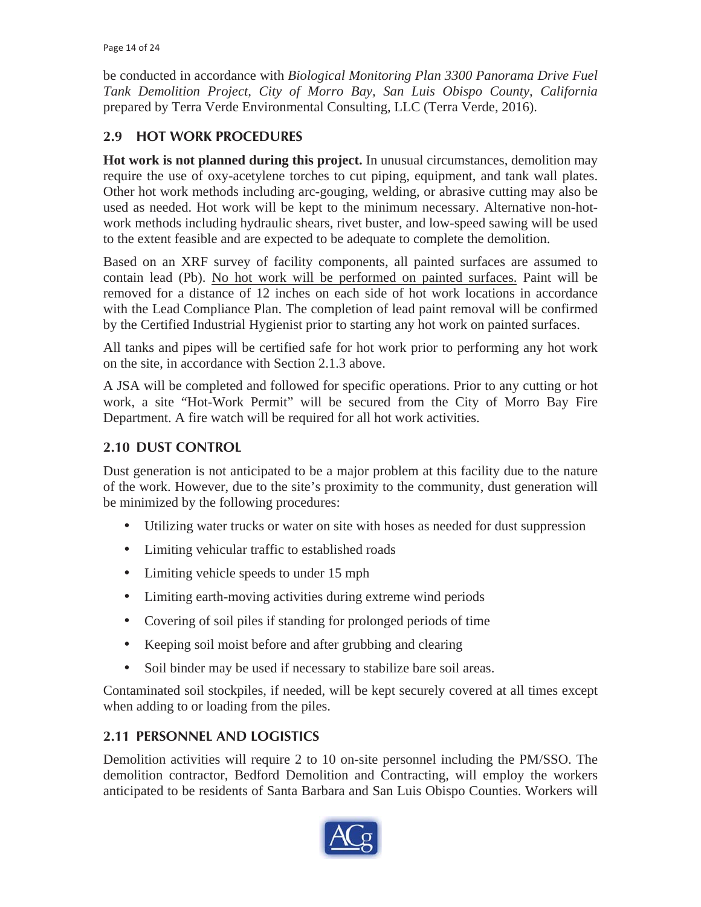be conducted in accordance with *Biological Monitoring Plan 3300 Panorama Drive Fuel Tank Demolition Project, City of Morro Bay, San Luis Obispo County, California* prepared by Terra Verde Environmental Consulting, LLC (Terra Verde, 2016).

## 2.9 HOT WORK PROCEDURES

**Hot work is not planned during this project.** In unusual circumstances, demolition may require the use of oxy-acetylene torches to cut piping, equipment, and tank wall plates. Other hot work methods including arc-gouging, welding, or abrasive cutting may also be used as needed. Hot work will be kept to the minimum necessary. Alternative non-hot-work methods including hydraulic shears, rivet buster, and low-speed sawing will be used to the extent feasible and are expected to be adequate to complete the demolition.

Based on an XRF survey of facility components, all painted surfaces are assumed to contain lead (Pb). <u>No hot work will be performed on painted surfaces.</u> Paint will be removed for a distance of 12 inches on each side of hot work locations in accordance with the Lead Compliance Plan. The completion of lead paint removal will be confirmed by the Certified Industrial Hygienist prior to starting any hot work on painted surfaces.

All tanks and pipes will be certified safe for hot work prior to performing any hot work on the site, in accordance with Section 2.1.3 above.

A JSA will be completed and followed for specific operations. Prior to any cutting or hot work, a site "Hot-Work Permit" will be secured from the City of Morro Bay Fire Department. A fire watch will be required for all hot work activities.

## 2.10 DUST CONTROL

Dust generation is not anticipated to be a major problem at this facility due to the nature of the work. However, due to the site's proximity to the community, dust generation will be minimized by the following procedures:

- Utilizing water trucks or water on site with hoses as needed for dust suppression
- Limiting vehicular traffic to established roads
- Limiting vehicle speeds to under 15 mph
- Limiting earth-moving activities during extreme wind periods
- Covering of soil piles if standing for prolonged periods of time
- Keeping soil moist before and after grubbing and clearing
- Soil binder may be used if necessary to stabilize bare soil areas.

Contaminated soil stockpiles, if needed, will be kept securely covered at all times except when adding to or loading from the piles.

## 2.11 PERSONNEL AND LOGISTICS

Demolition activities will require 2 to 10 on-site personnel including the PM/SSO. The demolition contractor, Bedford Demolition and Contracting, will employ the workers anticipated to be residents of Santa Barbara and San Luis Obispo Counties. Workers will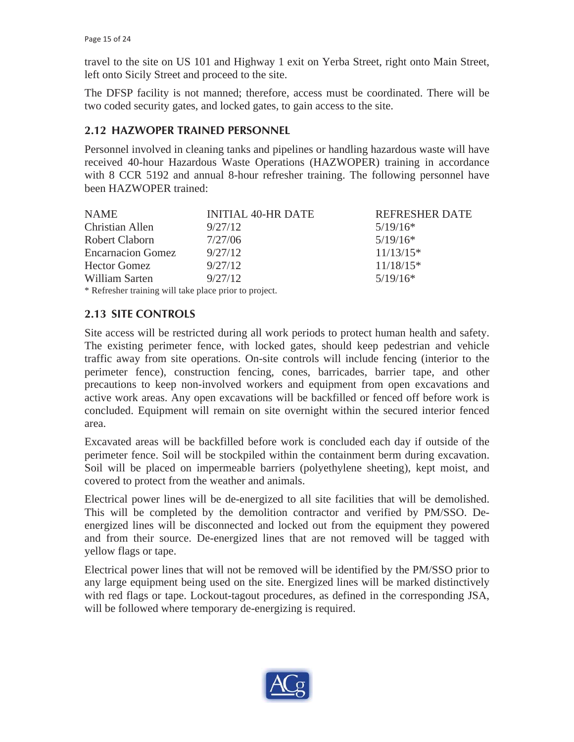travel to the site on US 101 and Highway 1 exit on Yerba Street, right onto Main Street, left onto Sicily Street and proceed to the site.

The DFSP facility is not manned; therefore, access must be coordinated. There will be two coded security gates, and locked gates, to gain access to the site.

## 2.12 HAZWOPER TRAINED PERSONNEL

Personnel involved in cleaning tanks and pipelines or handling hazardous waste will have received 40-hour Hazardous Waste Operations (HAZWOPER) training in accordance with 8 CCR 5192 and annual 8-hour refresher training. The following personnel have been HAZWOPER trained:

| NAME | INITIAL 40-HR DATE | REFRESHER DATE |
|---|---|---|
| Christian Allen | 9/27/12 | 5/19/16* |
| Robert Claborn | 7/27/06 | 5/19/16* |
| Encarnacion Gomez | 9/27/12 | 11/13/15* |
| Hector Gomez | 9/27/12 | 11/18/15* |
| William Sarten | 9/27/12 | 5/19/16* |

* Refresher training will take place prior to project.

## 2.13 SITE CONTROLS

Site access will be restricted during all work periods to protect human health and safety. The existing perimeter fence, with locked gates, should keep pedestrian and vehicle traffic away from site operations. On-site controls will include fencing (interior to the perimeter fence), construction fencing, cones, barricades, barrier tape, and other precautions to keep non-involved workers and equipment from open excavations and active work areas. Any open excavations will be backfilled or fenced off before work is concluded. Equipment will remain on site overnight within the secured interior fenced area.

Excavated areas will be backfilled before work is concluded each day if outside of the perimeter fence. Soil will be stockpiled within the containment berm during excavation. Soil will be placed on impermeable barriers (polyethylene sheeting), kept moist, and covered to protect from the weather and animals.

Electrical power lines will be de-energized to all site facilities that will be demolished. This will be completed by the demolition contractor and verified by PM/SSO. De-energized lines will be disconnected and locked out from the equipment they powered and from their source. De-energized lines that are not removed will be tagged with yellow flags or tape.

Electrical power lines that will not be removed will be identified by the PM/SSO prior to any large equipment being used on the site. Energized lines will be marked distinctively with red flags or tape. Lockout-tagout procedures, as defined in the corresponding JSA, will be followed where temporary de-energizing is required.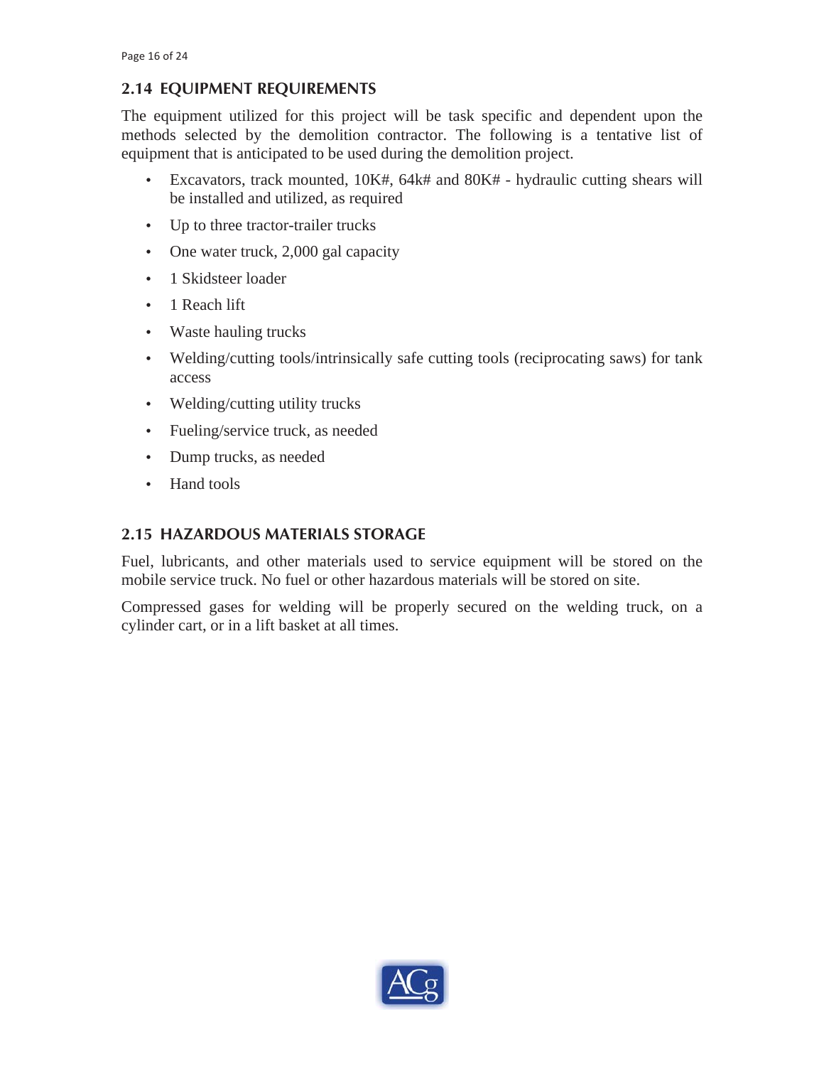## 2.14 EQUIPMENT REQUIREMENTS

The equipment utilized for this project will be task specific and dependent upon the methods selected by the demolition contractor. The following is a tentative list of equipment that is anticipated to be used during the demolition project.

- Excavators, track mounted, 10K#, 64k# and 80K# - hydraulic cutting shears will be installed and utilized, as required
- Up to three tractor-trailer trucks
- One water truck, 2,000 gal capacity
- 1 Skidsteer loader
- 1 Reach lift
- Waste hauling trucks
- Welding/cutting tools/intrinsically safe cutting tools (reciprocating saws) for tank access
- Welding/cutting utility trucks
- Fueling/service truck, as needed
- Dump trucks, as needed
- Hand tools

## 2.15 HAZARDOUS MATERIALS STORAGE

Fuel, lubricants, and other materials used to service equipment will be stored on the mobile service truck. No fuel or other hazardous materials will be stored on site.

Compressed gases for welding will be properly secured on the welding truck, on a cylinder cart, or in a lift basket at all times.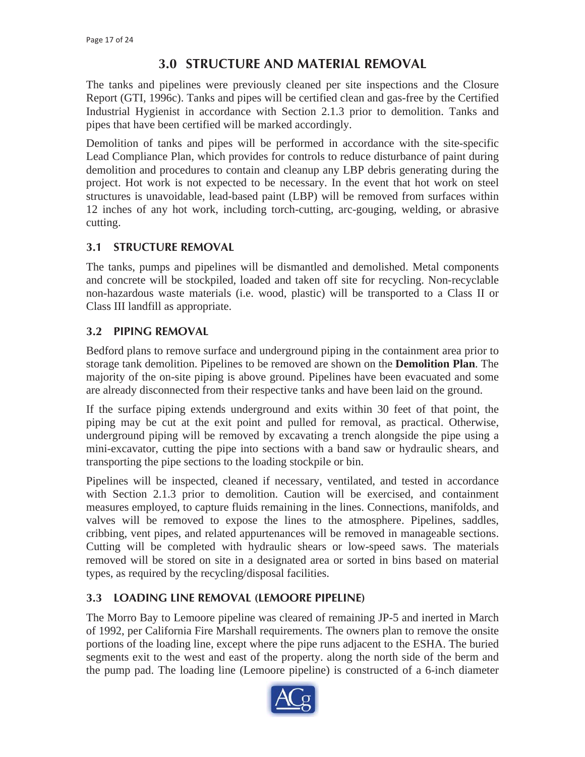# 3.0 STRUCTURE AND MATERIAL REMOVAL

The tanks and pipelines were previously cleaned per site inspections and the Closure Report (GTI, 1996c). Tanks and pipes will be certified clean and gas-free by the Certified Industrial Hygienist in accordance with Section 2.1.3 prior to demolition. Tanks and pipes that have been certified will be marked accordingly.

Demolition of tanks and pipes will be performed in accordance with the site-specific Lead Compliance Plan, which provides for controls to reduce disturbance of paint during demolition and procedures to contain and cleanup any LBP debris generating during the project. Hot work is not expected to be necessary. In the event that hot work on steel structures is unavoidable, lead-based paint (LBP) will be removed from surfaces within 12 inches of any hot work, including torch-cutting, arc-gouging, welding, or abrasive cutting.

## 3.1 STRUCTURE REMOVAL

The tanks, pumps and pipelines will be dismantled and demolished. Metal components and concrete will be stockpiled, loaded and taken off site for recycling. Non-recyclable non-hazardous waste materials (i.e. wood, plastic) will be transported to a Class II or Class III landfill as appropriate.

## 3.2 PIPING REMOVAL

Bedford plans to remove surface and underground piping in the containment area prior to storage tank demolition. Pipelines to be removed are shown on the **Demolition Plan**. The majority of the on-site piping is above ground. Pipelines have been evacuated and some are already disconnected from their respective tanks and have been laid on the ground.

If the surface piping extends underground and exits within 30 feet of that point, the piping may be cut at the exit point and pulled for removal, as practical. Otherwise, underground piping will be removed by excavating a trench alongside the pipe using a mini-excavator, cutting the pipe into sections with a band saw or hydraulic shears, and transporting the pipe sections to the loading stockpile or bin.

Pipelines will be inspected, cleaned if necessary, ventilated, and tested in accordance with Section 2.1.3 prior to demolition. Caution will be exercised, and containment measures employed, to capture fluids remaining in the lines. Connections, manifolds, and valves will be removed to expose the lines to the atmosphere. Pipelines, saddles, cribbing, vent pipes, and related appurtenances will be removed in manageable sections. Cutting will be completed with hydraulic shears or low-speed saws. The materials removed will be stored on site in a designated area or sorted in bins based on material types, as required by the recycling/disposal facilities.

## 3.3 LOADING LINE REMOVAL (LEMOORE PIPELINE)

The Morro Bay to Lemoore pipeline was cleared of remaining JP-5 and inerted in March of 1992, per California Fire Marshall requirements. The owners plan to remove the onsite portions of the loading line, except where the pipe runs adjacent to the ESHA. The buried segments exit to the west and east of the property. along the north side of the berm and the pump pad. The loading line (Lemoore pipeline) is constructed of a 6-inch diameter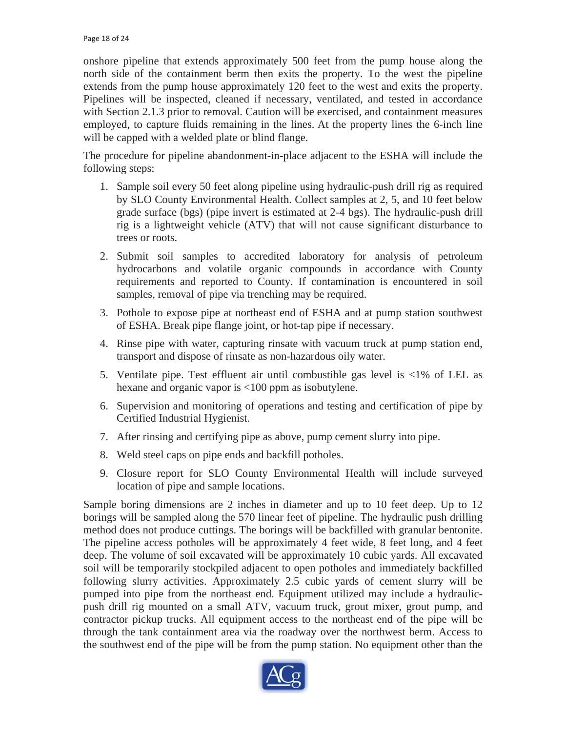onshore pipeline that extends approximately 500 feet from the pump house along the north side of the containment berm then exits the property. To the west the pipeline extends from the pump house approximately 120 feet to the west and exits the property. Pipelines will be inspected, cleaned if necessary, ventilated, and tested in accordance with Section 2.1.3 prior to removal. Caution will be exercised, and containment measures employed, to capture fluids remaining in the lines. At the property lines the 6-inch line will be capped with a welded plate or blind flange.

The procedure for pipeline abandonment-in-place adjacent to the ESHA will include the following steps:

1. Sample soil every 50 feet along pipeline using hydraulic-push drill rig as required by SLO County Environmental Health. Collect samples at 2, 5, and 10 feet below grade surface (bgs) (pipe invert is estimated at 2-4 bgs). The hydraulic-push drill rig is a lightweight vehicle (ATV) that will not cause significant disturbance to trees or roots.
2. Submit soil samples to accredited laboratory for analysis of petroleum hydrocarbons and volatile organic compounds in accordance with County requirements and reported to County. If contamination is encountered in soil samples, removal of pipe via trenching may be required.
3. Pothole to expose pipe at northeast end of ESHA and at pump station southwest of ESHA. Break pipe flange joint, or hot-tap pipe if necessary.
4. Rinse pipe with water, capturing rinsate with vacuum truck at pump station end, transport and dispose of rinsate as non-hazardous oily water.
5. Ventilate pipe. Test effluent air until combustible gas level is <1% of LEL as hexane and organic vapor is <100 ppm as isobutylene.
6. Supervision and monitoring of operations and testing and certification of pipe by Certified Industrial Hygienist.
7. After rinsing and certifying pipe as above, pump cement slurry into pipe.
8. Weld steel caps on pipe ends and backfill potholes.
9. Closure report for SLO County Environmental Health will include surveyed location of pipe and sample locations.

Sample boring dimensions are 2 inches in diameter and up to 10 feet deep. Up to 12 borings will be sampled along the 570 linear feet of pipeline. The hydraulic push drilling method does not produce cuttings. The borings will be backfilled with granular bentonite. The pipeline access potholes will be approximately 4 feet wide, 8 feet long, and 4 feet deep. The volume of soil excavated will be approximately 10 cubic yards. All excavated soil will be temporarily stockpiled adjacent to open potholes and immediately backfilled following slurry activities. Approximately 2.5 cubic yards of cement slurry will be pumped into pipe from the northeast end. Equipment utilized may include a hydraulic-push drill rig mounted on a small ATV, vacuum truck, grout mixer, grout pump, and contractor pickup trucks. All equipment access to the northeast end of the pipe will be through the tank containment area via the roadway over the northwest berm. Access to the southwest end of the pipe will be from the pump station. No equipment other than the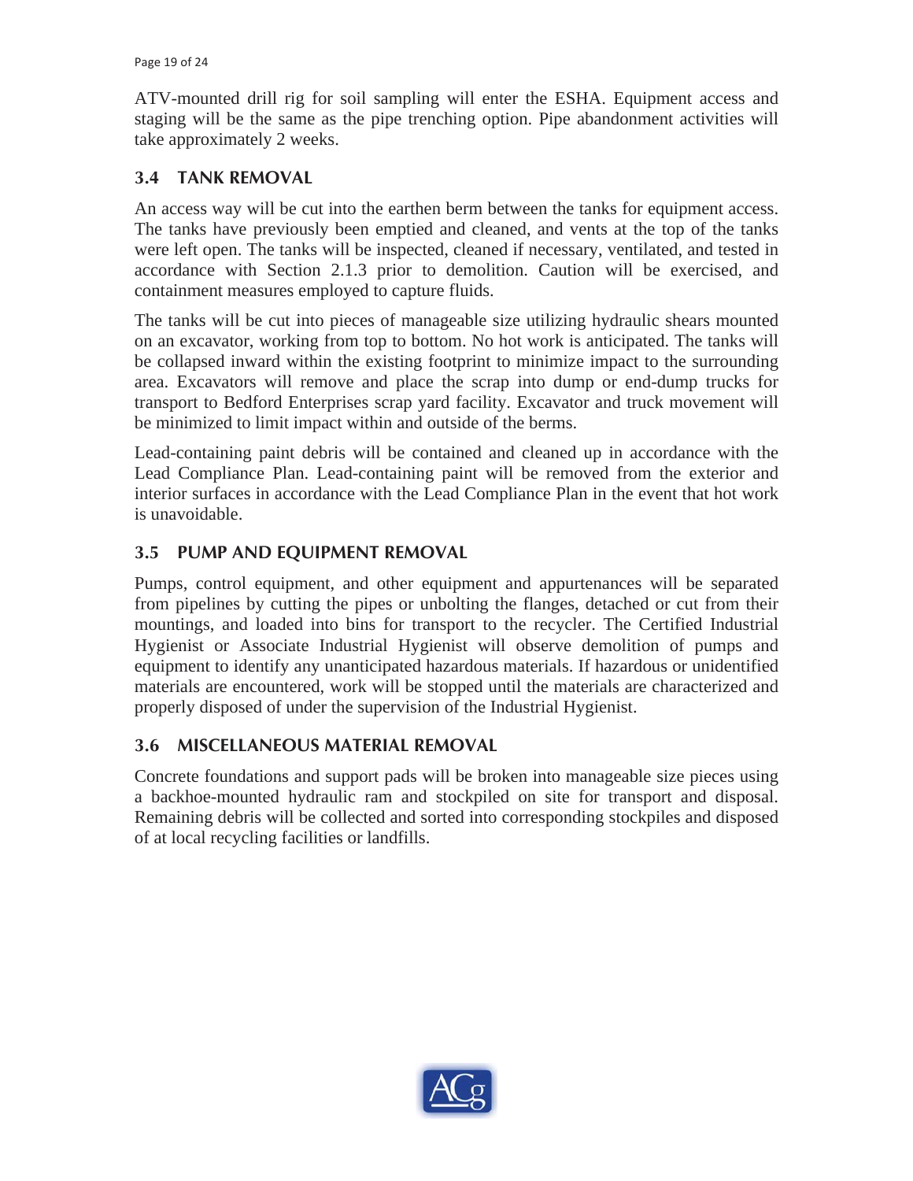ATV-mounted drill rig for soil sampling will enter the ESHA. Equipment access and staging will be the same as the pipe trenching option. Pipe abandonment activities will take approximately 2 weeks.

### 3.4 TANK REMOVAL

An access way will be cut into the earthen berm between the tanks for equipment access. The tanks have previously been emptied and cleaned, and vents at the top of the tanks were left open. The tanks will be inspected, cleaned if necessary, ventilated, and tested in accordance with Section 2.1.3 prior to demolition. Caution will be exercised, and containment measures employed to capture fluids.

The tanks will be cut into pieces of manageable size utilizing hydraulic shears mounted on an excavator, working from top to bottom. No hot work is anticipated. The tanks will be collapsed inward within the existing footprint to minimize impact to the surrounding area. Excavators will remove and place the scrap into dump or end-dump trucks for transport to Bedford Enterprises scrap yard facility. Excavator and truck movement will be minimized to limit impact within and outside of the berms.

Lead-containing paint debris will be contained and cleaned up in accordance with the Lead Compliance Plan. Lead-containing paint will be removed from the exterior and interior surfaces in accordance with the Lead Compliance Plan in the event that hot work is unavoidable.

### 3.5 PUMP AND EQUIPMENT REMOVAL

Pumps, control equipment, and other equipment and appurtenances will be separated from pipelines by cutting the pipes or unbolting the flanges, detached or cut from their mountings, and loaded into bins for transport to the recycler. The Certified Industrial Hygienist or Associate Industrial Hygienist will observe demolition of pumps and equipment to identify any unanticipated hazardous materials. If hazardous or unidentified materials are encountered, work will be stopped until the materials are characterized and properly disposed of under the supervision of the Industrial Hygienist.

### 3.6 MISCELLANEOUS MATERIAL REMOVAL

Concrete foundations and support pads will be broken into manageable size pieces using a backhoe-mounted hydraulic ram and stockpiled on site for transport and disposal. Remaining debris will be collected and sorted into corresponding stockpiles and disposed of at local recycling facilities or landfills.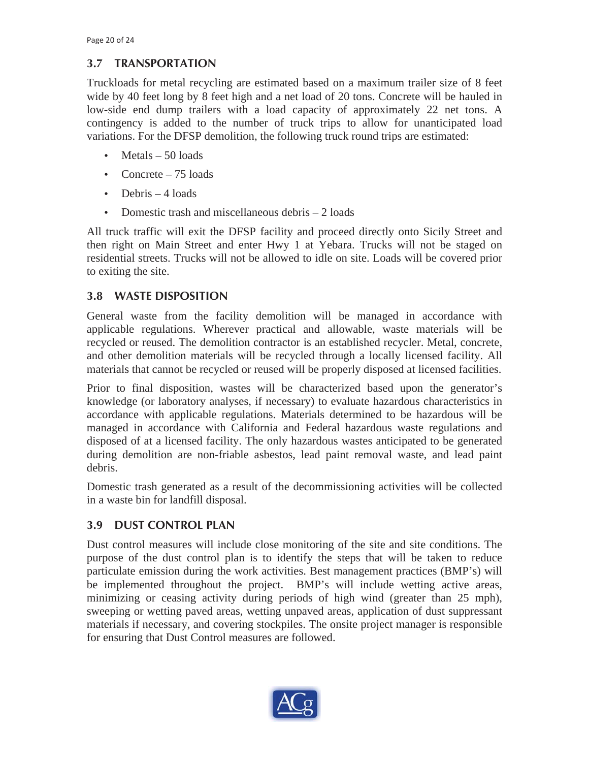## 3.7 TRANSPORTATION

Truckloads for metal recycling are estimated based on a maximum trailer size of 8 feet wide by 40 feet long by 8 feet high and a net load of 20 tons. Concrete will be hauled in low-side end dump trailers with a load capacity of approximately 22 net tons. A contingency is added to the number of truck trips to allow for unanticipated load variations. For the DFSP demolition, the following truck round trips are estimated:

- Metals – 50 loads
- Concrete – 75 loads
- Debris – 4 loads
- Domestic trash and miscellaneous debris – 2 loads

All truck traffic will exit the DFSP facility and proceed directly onto Sicily Street and then right on Main Street and enter Hwy 1 at Yebara. Trucks will not be staged on residential streets. Trucks will not be allowed to idle on site. Loads will be covered prior to exiting the site.

## 3.8 WASTE DISPOSITION

General waste from the facility demolition will be managed in accordance with applicable regulations. Wherever practical and allowable, waste materials will be recycled or reused. The demolition contractor is an established recycler. Metal, concrete, and other demolition materials will be recycled through a locally licensed facility. All materials that cannot be recycled or reused will be properly disposed at licensed facilities.

Prior to final disposition, wastes will be characterized based upon the generator's knowledge (or laboratory analyses, if necessary) to evaluate hazardous characteristics in accordance with applicable regulations. Materials determined to be hazardous will be managed in accordance with California and Federal hazardous waste regulations and disposed of at a licensed facility. The only hazardous wastes anticipated to be generated during demolition are non-friable asbestos, lead paint removal waste, and lead paint debris.

Domestic trash generated as a result of the decommissioning activities will be collected in a waste bin for landfill disposal.

## 3.9 DUST CONTROL PLAN

Dust control measures will include close monitoring of the site and site conditions. The purpose of the dust control plan is to identify the steps that will be taken to reduce particulate emission during the work activities. Best management practices (BMP's) will be implemented throughout the project. BMP's will include wetting active areas, minimizing or ceasing activity during periods of high wind (greater than 25 mph), sweeping or wetting paved areas, wetting unpaved areas, application of dust suppressant materials if necessary, and covering stockpiles. The onsite project manager is responsible for ensuring that Dust Control measures are followed.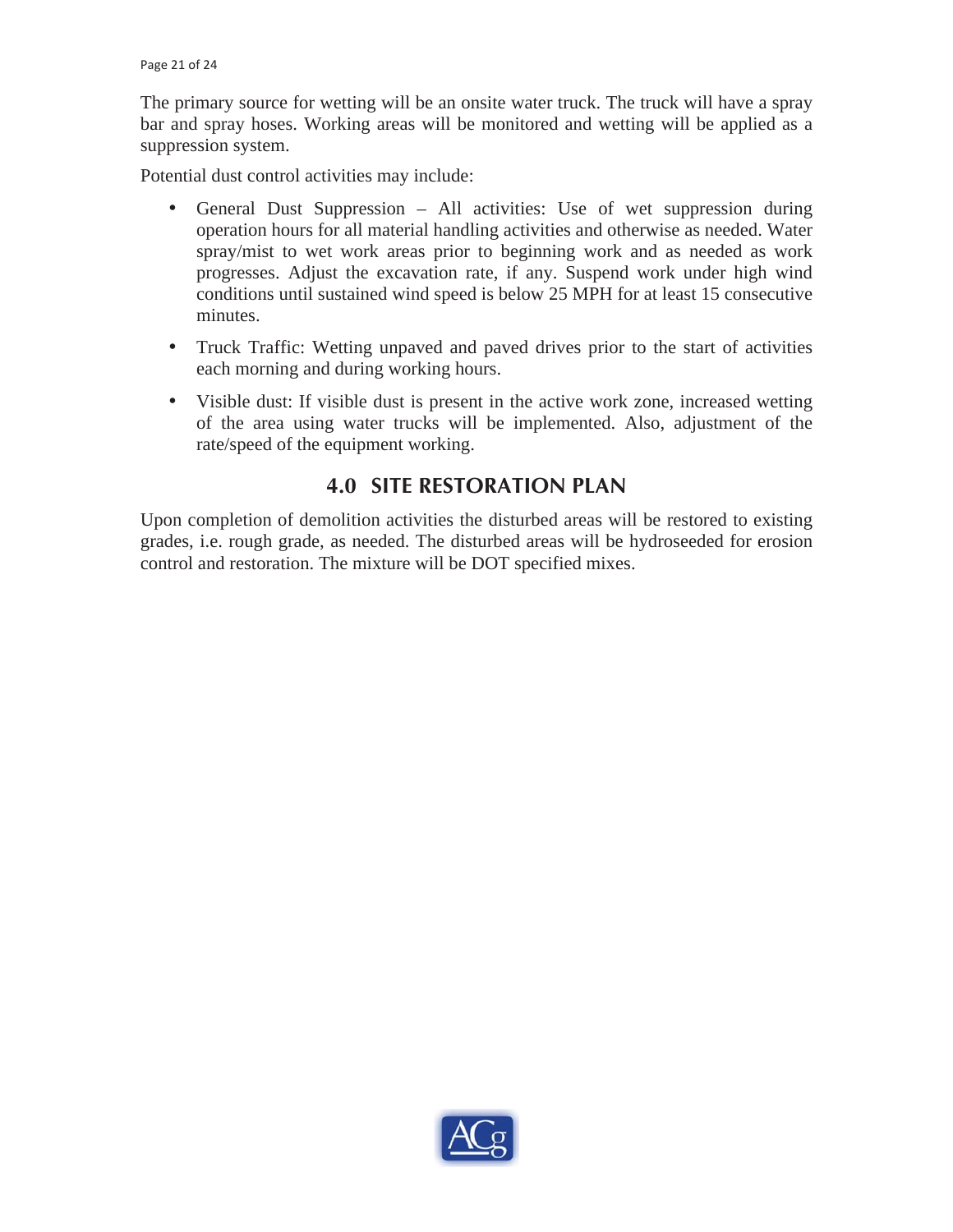The primary source for wetting will be an onsite water truck. The truck will have a spray bar and spray hoses. Working areas will be monitored and wetting will be applied as a suppression system.

Potential dust control activities may include:

- General Dust Suppression – All activities: Use of wet suppression during operation hours for all material handling activities and otherwise as needed. Water spray/mist to wet work areas prior to beginning work and as needed as work progresses. Adjust the excavation rate, if any. Suspend work under high wind conditions until sustained wind speed is below 25 MPH for at least 15 consecutive minutes.
- Truck Traffic: Wetting unpaved and paved drives prior to the start of activities each morning and during working hours.
- Visible dust: If visible dust is present in the active work zone, increased wetting of the area using water trucks will be implemented. Also, adjustment of the rate/speed of the equipment working.

## 4.0 SITE RESTORATION PLAN

Upon completion of demolition activities the disturbed areas will be restored to existing grades, i.e. rough grade, as needed. The disturbed areas will be hydroseeded for erosion control and restoration. The mixture will be DOT specified mixes.